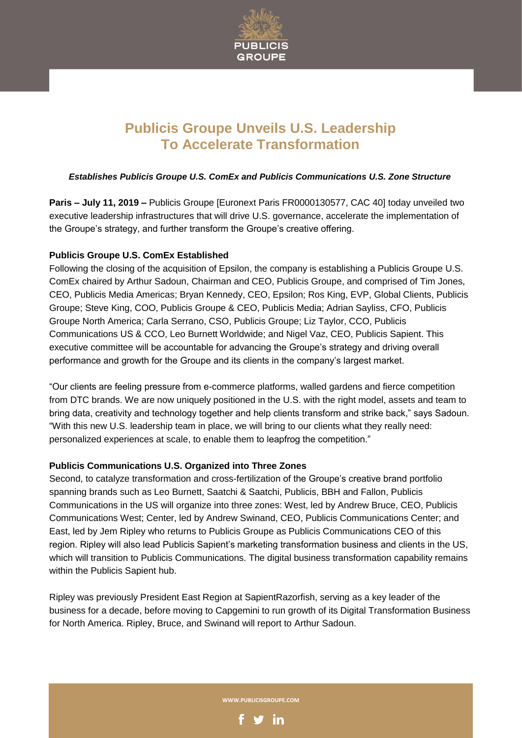# Publicis Groupe Unveils U.S. Leadership To Accelerate Transformation

***Establishes Publicis Groupe U.S. ComEx and Publicis Communications U.S. Zone Structure***

**Paris – July 11, 2019 –** Publicis Groupe [Euronext Paris FR0000130577, CAC 40] today unveiled two executive leadership infrastructures that will drive U.S. governance, accelerate the implementation of the Groupe's strategy, and further transform the Groupe's creative offering.

**Publicis Groupe U.S. ComEx Established**

Following the closing of the acquisition of Epsilon, the company is establishing a Publicis Groupe U.S. ComEx chaired by Arthur Sadoun, Chairman and CEO, Publicis Groupe, and comprised of Tim Jones, CEO, Publicis Media Americas; Bryan Kennedy, CEO, Epsilon; Ros King, EVP, Global Clients, Publicis Groupe; Steve King, COO, Publicis Groupe & CEO, Publicis Media; Adrian Sayliss, CFO, Publicis Groupe North America; Carla Serrano, CSO, Publicis Groupe; Liz Taylor, CCO, Publicis Communications US & CCO, Leo Burnett Worldwide; and Nigel Vaz, CEO, Publicis Sapient. This executive committee will be accountable for advancing the Groupe's strategy and driving overall performance and growth for the Groupe and its clients in the company's largest market.

"Our clients are feeling pressure from e-commerce platforms, walled gardens and fierce competition from DTC brands. We are now uniquely positioned in the U.S. with the right model, assets and team to bring data, creativity and technology together and help clients transform and strike back," says Sadoun. "With this new U.S. leadership team in place, we will bring to our clients what they really need: personalized experiences at scale, to enable them to leapfrog the competition."

**Publicis Communications U.S. Organized into Three Zones**

Second, to catalyze transformation and cross-fertilization of the Groupe's creative brand portfolio spanning brands such as Leo Burnett, Saatchi & Saatchi, Publicis, BBH and Fallon, Publicis Communications in the US will organize into three zones: West, led by Andrew Bruce, CEO, Publicis Communications West; Center, led by Andrew Swinand, CEO, Publicis Communications Center; and East, led by Jem Ripley who returns to Publicis Groupe as Publicis Communications CEO of this region. Ripley will also lead Publicis Sapient's marketing transformation business and clients in the US, which will transition to Publicis Communications. The digital business transformation capability remains within the Publicis Sapient hub.

Ripley was previously President East Region at SapientRazorfish, serving as a key leader of the business for a decade, before moving to Capgemini to run growth of its Digital Transformation Business for North America. Ripley, Bruce, and Swinand will report to Arthur Sadoun.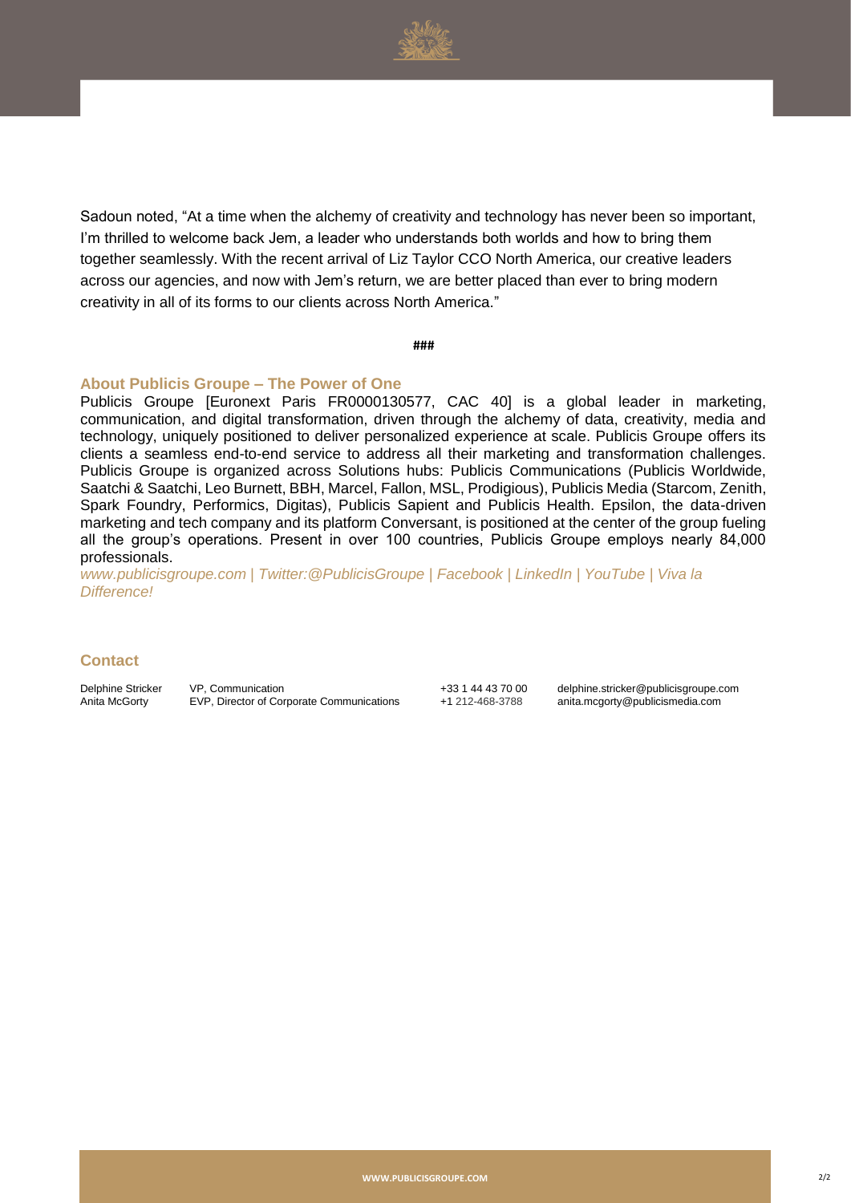Sadoun noted, “At a time when the alchemy of creativity and technology has never been so important, I’m thrilled to welcome back Jem, a leader who understands both worlds and how to bring them together seamlessly. With the recent arrival of Liz Taylor CCO North America, our creative leaders across our agencies, and now with Jem’s return, we are better placed than ever to bring modern creativity in all of its forms to our clients across North America.”

###

## About Publicis Groupe – The Power of One

Publicis Groupe [Euronext Paris FR0000130577, CAC 40] is a global leader in marketing, communication, and digital transformation, driven through the alchemy of data, creativity, media and technology, uniquely positioned to deliver personalized experience at scale. Publicis Groupe offers its clients a seamless end-to-end service to address all their marketing and transformation challenges. Publicis Groupe is organized across Solutions hubs: Publicis Communications (Publicis Worldwide, Saatchi & Saatchi, Leo Burnett, BBH, Marcel, Fallon, MSL, Prodigious), Publicis Media (Starcom, Zenith, Spark Foundry, Performics, Digitas), Publicis Sapient and Publicis Health. Epsilon, the data-driven marketing and tech company and its platform Conversant, is positioned at the center of the group fueling all the group’s operations. Present in over 100 countries, Publicis Groupe employs nearly 84,000 professionals.

*www.publicisgroupe.com | Twitter:@PublicisGroupe | Facebook | LinkedIn | YouTube | Viva la Difference!*

## Contact

| | | | |
|---|---|---|---|
| Delphine Stricker | VP, Communication | +33 1 44 43 70 00 | delphine.stricker@publicisgroupe.com |
| Anita McGorty | EVP, Director of Corporate Communications | +1 212-468-3788 | anita.mcgorty@publicismedia.com |